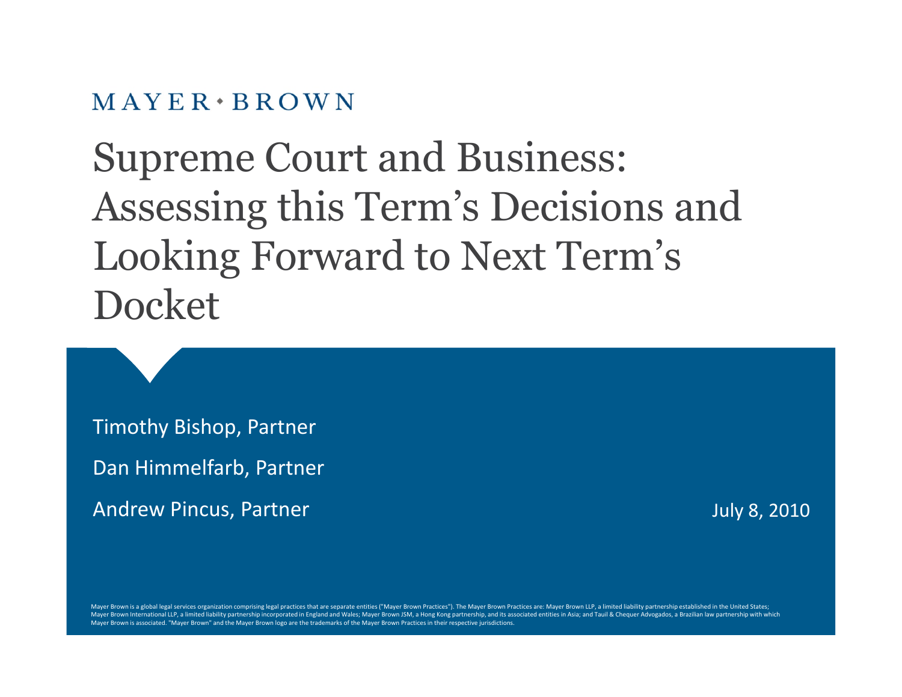MAYER • BROWN

# Supreme Court and Business: Assessing this Term's Decisions and Looking Forward to Next Term's Docket

Timothy Bishop, Partner

Dan Himmelfarb, Partner

Andrew Pincus, Partner

July 8, 2010

Mayer Brown is a global legal services organization comprising legal practices that are separate entities ("Mayer Brown Practices"). The Mayer Brown Practices are: Mayer Brown LLP, a limited liability partnership established in the United States; Mayer Brown International LLP, a limited liability partnership incorporated in England and Wales; Mayer Brown JSM, a Hong Kong partnership, and its associated entities in Asia; and Tauil & Chequer Advogados, a Brazilian law partnership with which Mayer Brown is associated. "Mayer Brown" and the Mayer Brown logo are the trademarks of the Mayer Brown Practices in their respective jurisdictions.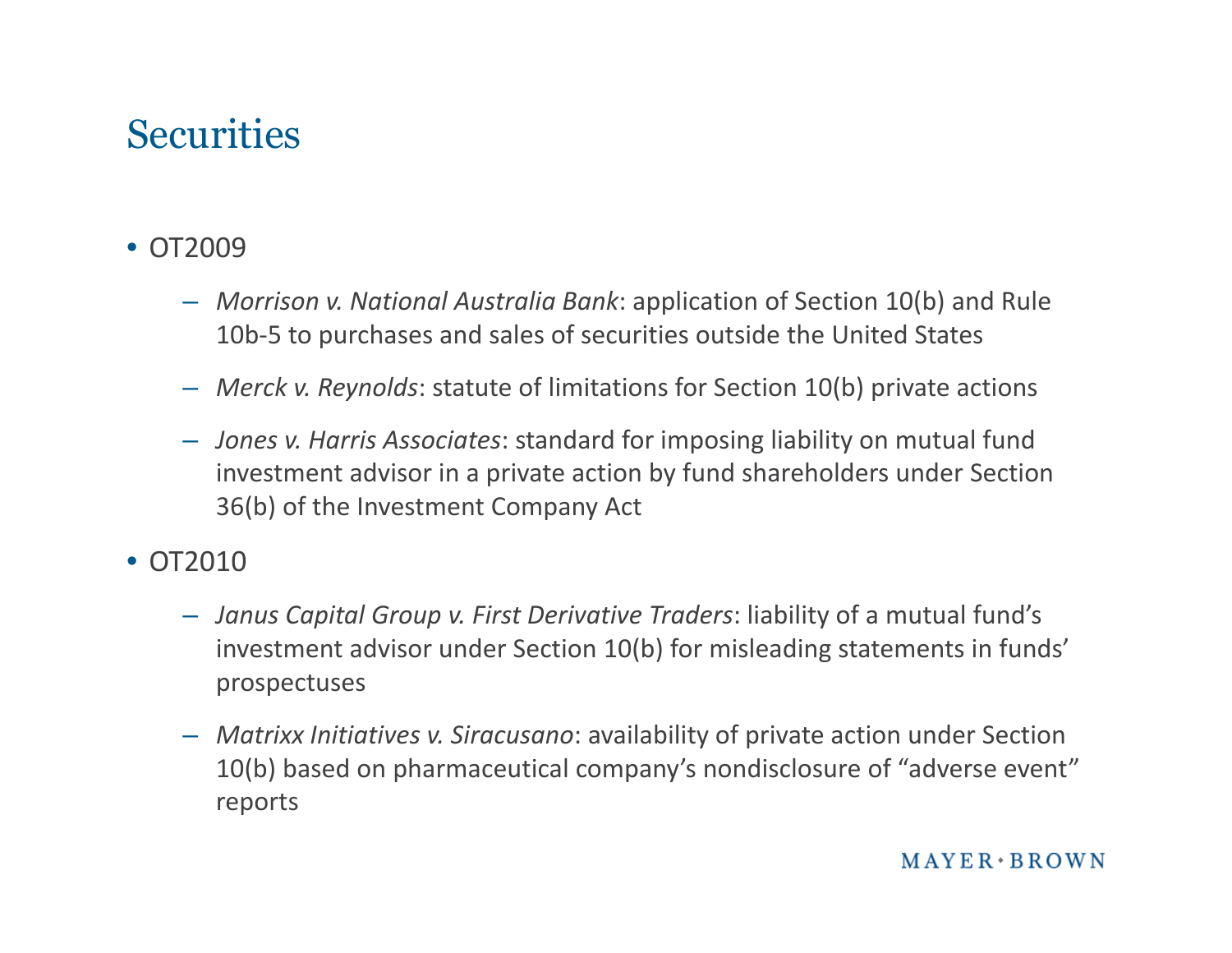# Securities

- OT2009
  - *Morrison v. National Australia Bank*: application of Section 10(b) and Rule 10b-5 to purchases and sales of securities outside the United States
  - *Merck v. Reynolds*: statute of limitations for Section 10(b) private actions
  - *Jones v. Harris Associates*: standard for imposing liability on mutual fund investment advisor in a private action by fund shareholders under Section 36(b) of the Investment Company Act
- OT2010
  - *Janus Capital Group v. First Derivative Traders*: liability of a mutual fund's investment advisor under Section 10(b) for misleading statements in funds' prospectuses
  - *Matrixx Initiatives v. Siracusano*: availability of private action under Section 10(b) based on pharmaceutical company's nondisclosure of "adverse event" reports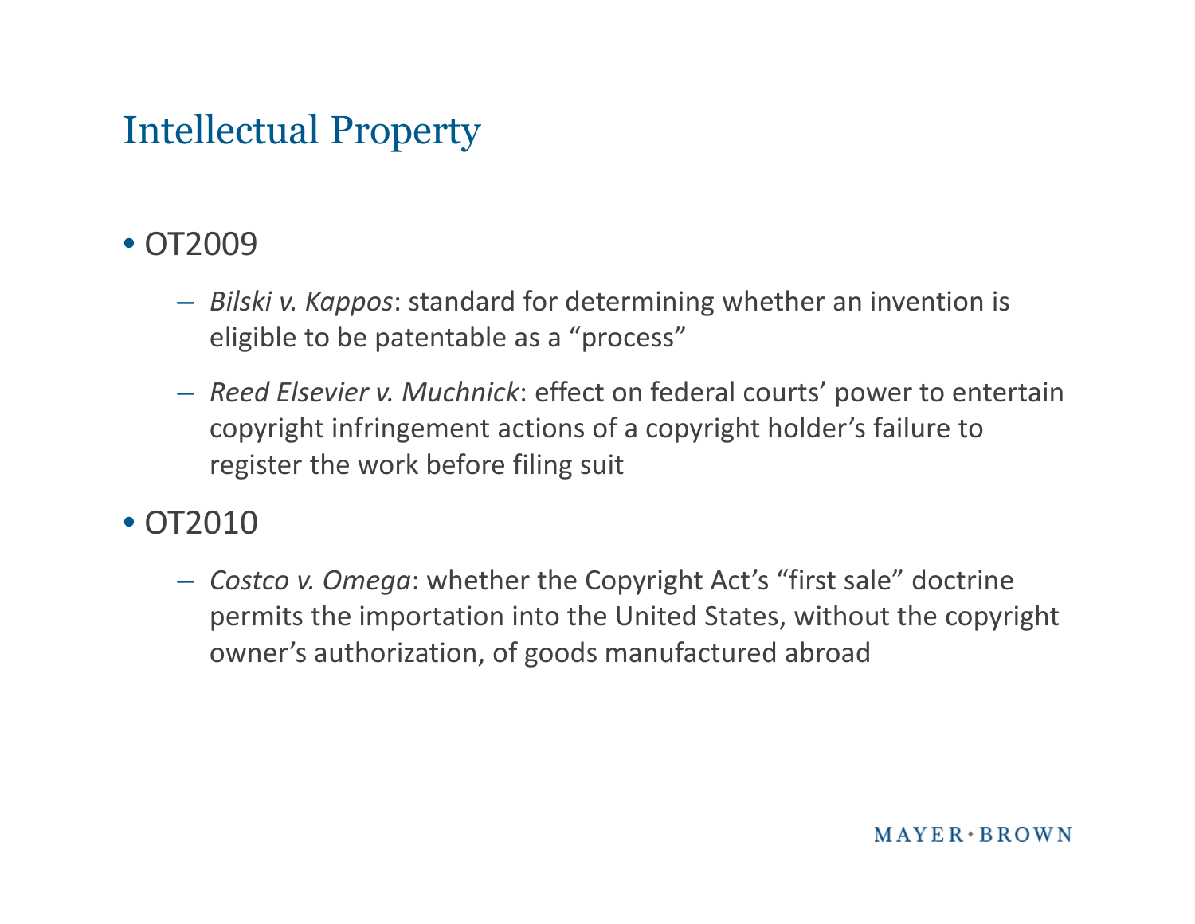## Intellectual Property

- OT2009
  - *Bilski v. Kappos*: standard for determining whether an invention is eligible to be patentable as a "process"
  - *Reed Elsevier v. Muchnick*: effect on federal courts' power to entertain copyright infringement actions of a copyright holder's failure to register the work before filing suit
- OT2010
  - *Costco v. Omega*: whether the Copyright Act's "first sale" doctrine permits the importation into the United States, without the copyright owner's authorization, of goods manufactured abroad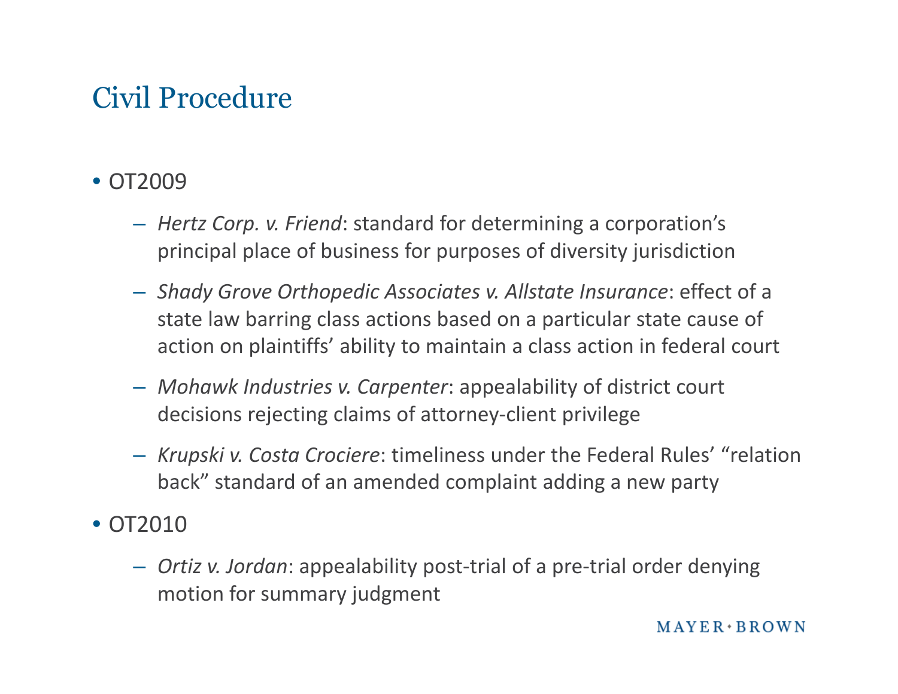# Civil Procedure

- OT2009
  - *Hertz Corp. v. Friend*: standard for determining a corporation's principal place of business for purposes of diversity jurisdiction
  - *Shady Grove Orthopedic Associates v. Allstate Insurance*: effect of a state law barring class actions based on a particular state cause of action on plaintiffs' ability to maintain a class action in federal court
  - *Mohawk Industries v. Carpenter*: appealability of district court decisions rejecting claims of attorney-client privilege
  - *Krupski v. Costa Crociere*: timeliness under the Federal Rules' "relation back" standard of an amended complaint adding a new party
- OT2010
  - *Ortiz v. Jordan*: appealability post-trial of a pre-trial order denying motion for summary judgment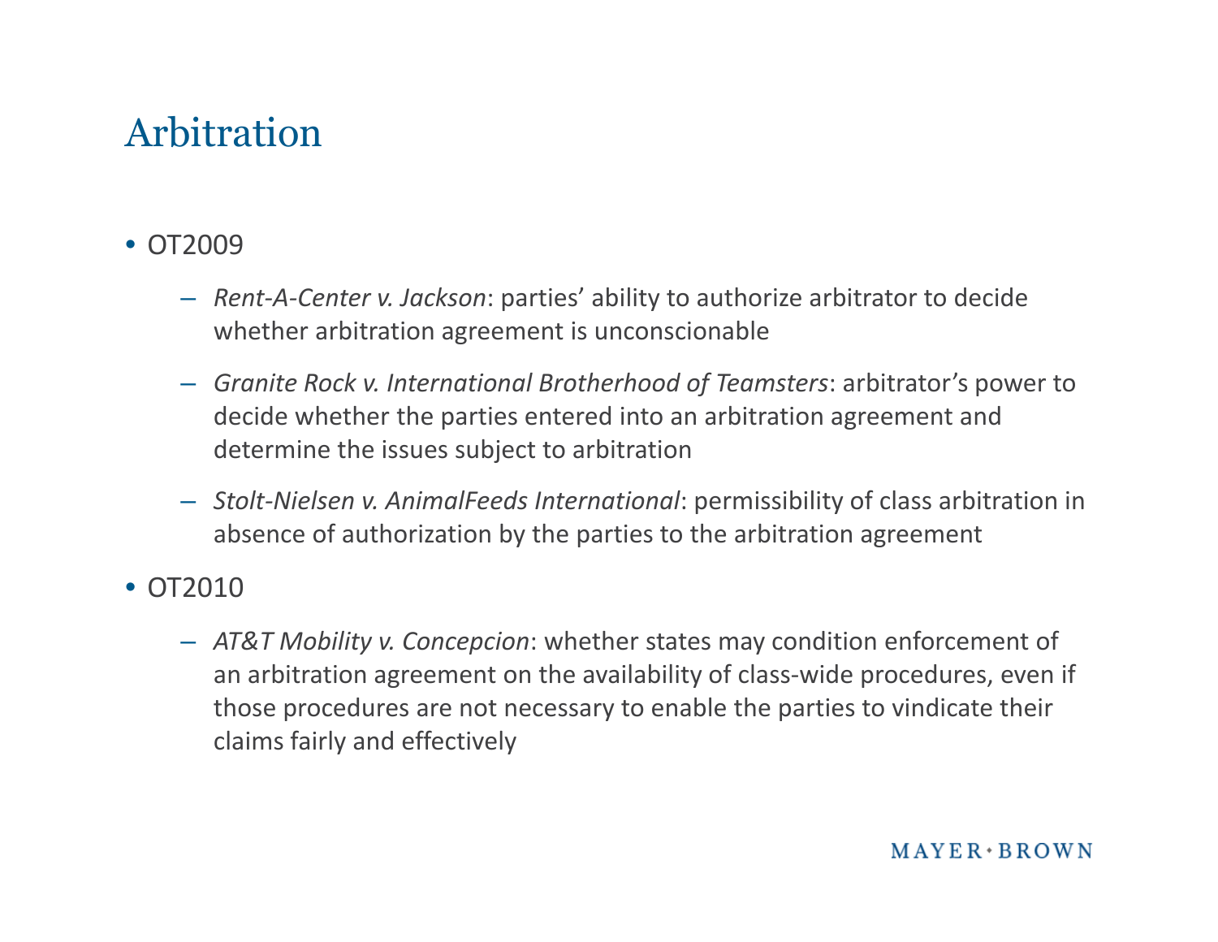# Arbitration

- OT2009
  - *Rent-A-Center v. Jackson*: parties' ability to authorize arbitrator to decide whether arbitration agreement is unconscionable
  - *Granite Rock v. International Brotherhood of Teamsters*: arbitrator's power to decide whether the parties entered into an arbitration agreement and determine the issues subject to arbitration
  - *Stolt-Nielsen v. AnimalFeeds International*: permissibility of class arbitration in absence of authorization by the parties to the arbitration agreement
- OT2010
  - *AT&T Mobility v. Concepcion*: whether states may condition enforcement of an arbitration agreement on the availability of class-wide procedures, even if those procedures are not necessary to enable the parties to vindicate their claims fairly and effectively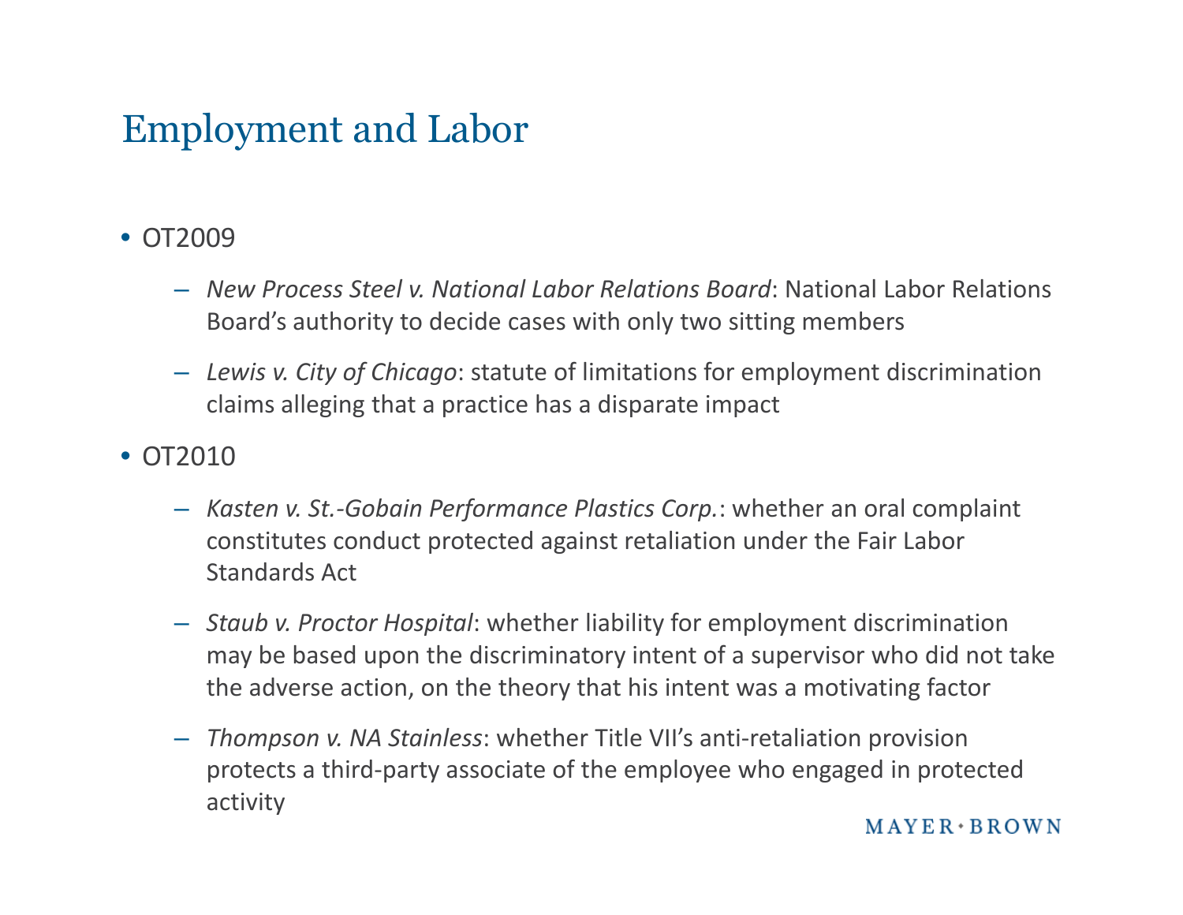# Employment and Labor

- OT2009
  - *New Process Steel v. National Labor Relations Board*: National Labor Relations Board's authority to decide cases with only two sitting members
  - *Lewis v. City of Chicago*: statute of limitations for employment discrimination claims alleging that a practice has a disparate impact
- OT2010
  - *Kasten v. St.-Gobain Performance Plastics Corp.*: whether an oral complaint constitutes conduct protected against retaliation under the Fair Labor Standards Act
  - *Staub v. Proctor Hospital*: whether liability for employment discrimination may be based upon the discriminatory intent of a supervisor who did not take the adverse action, on the theory that his intent was a motivating factor
  - *Thompson v. NA Stainless*: whether Title VII's anti-retaliation provision protects a third-party associate of the employee who engaged in protected activity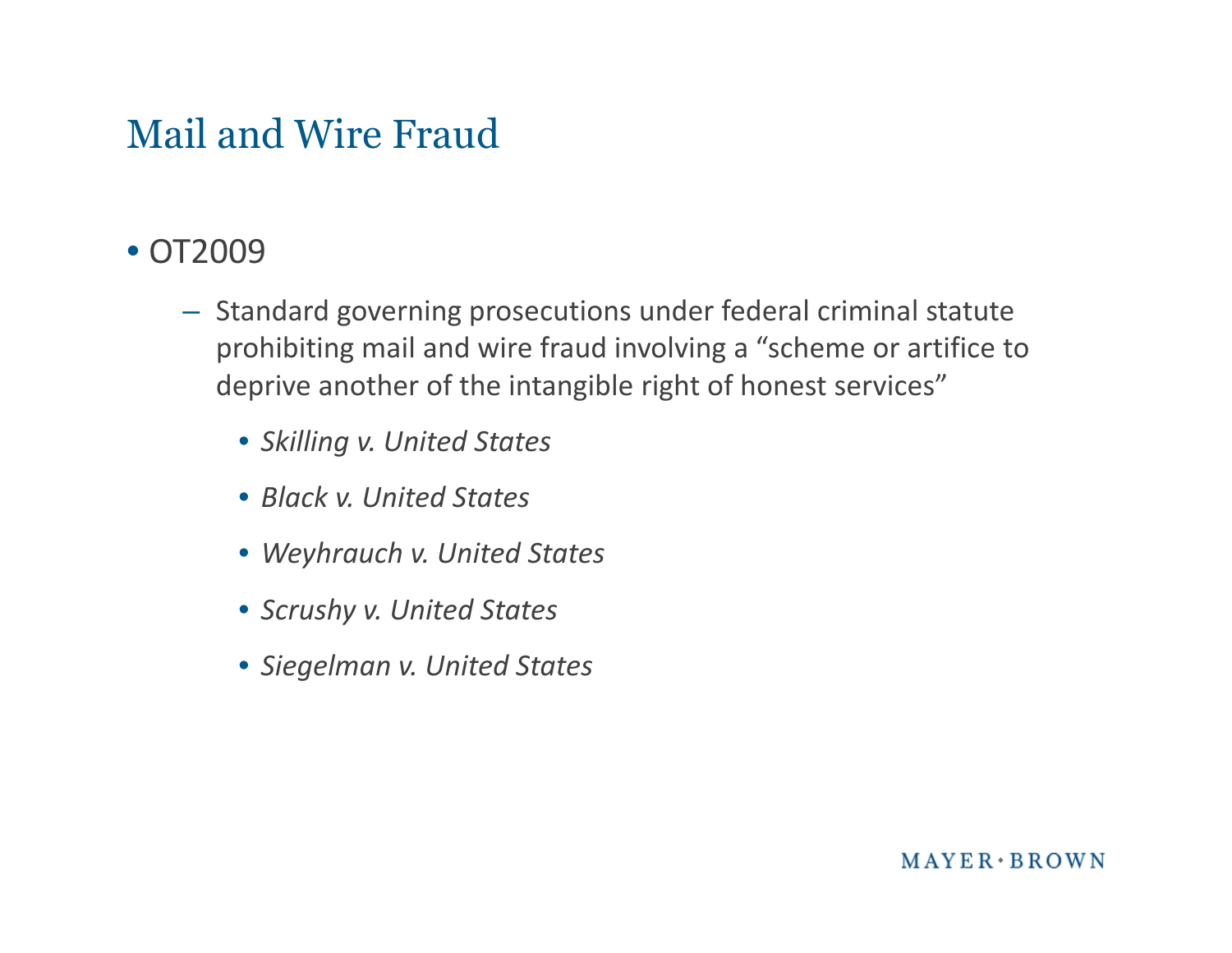# Mail and Wire Fraud

- OT2009
  - Standard governing prosecutions under federal criminal statute prohibiting mail and wire fraud involving a "scheme or artifice to deprive another of the intangible right of honest services"
    - *Skilling v. United States*
    - *Black v. United States*
    - *Weyhrauch v. United States*
    - *Scrushy v. United States*
    - *Siegelman v. United States*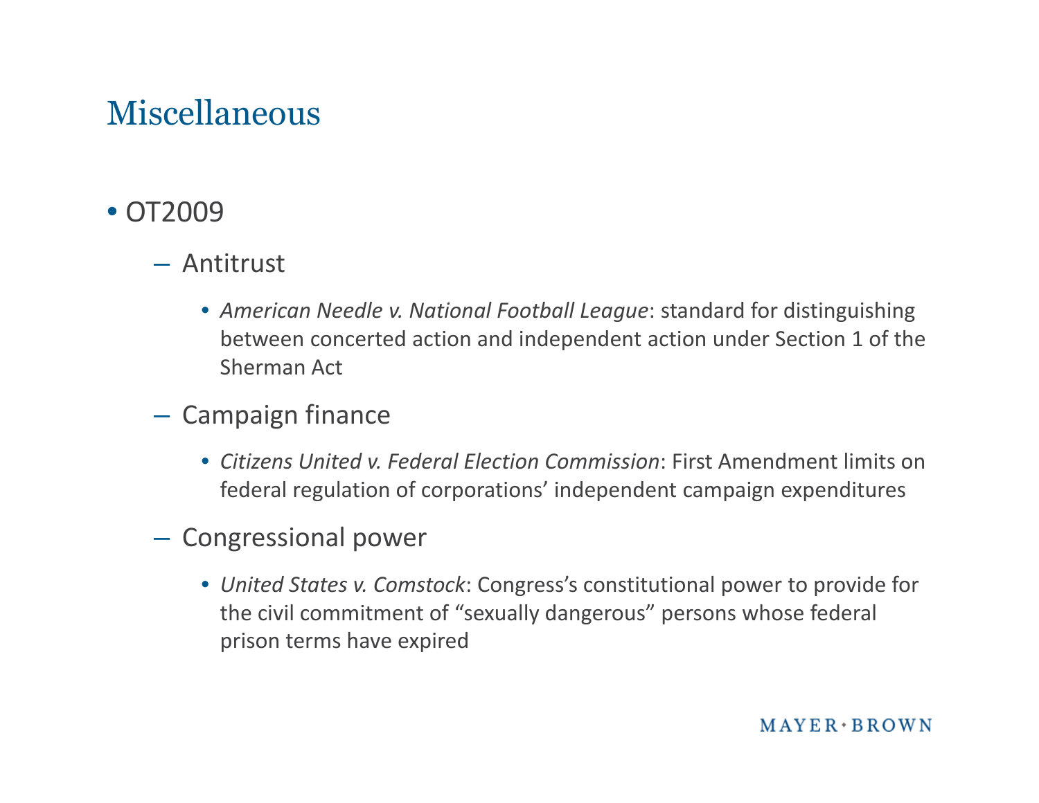# Miscellaneous

- OT2009
  - Antitrust
    - *American Needle v. National Football League*: standard for distinguishing between concerted action and independent action under Section 1 of the Sherman Act
  - Campaign finance
    - *Citizens United v. Federal Election Commission*: First Amendment limits on federal regulation of corporations' independent campaign expenditures
  - Congressional power
    - *United States v. Comstock*: Congress's constitutional power to provide for the civil commitment of "sexually dangerous" persons whose federal prison terms have expired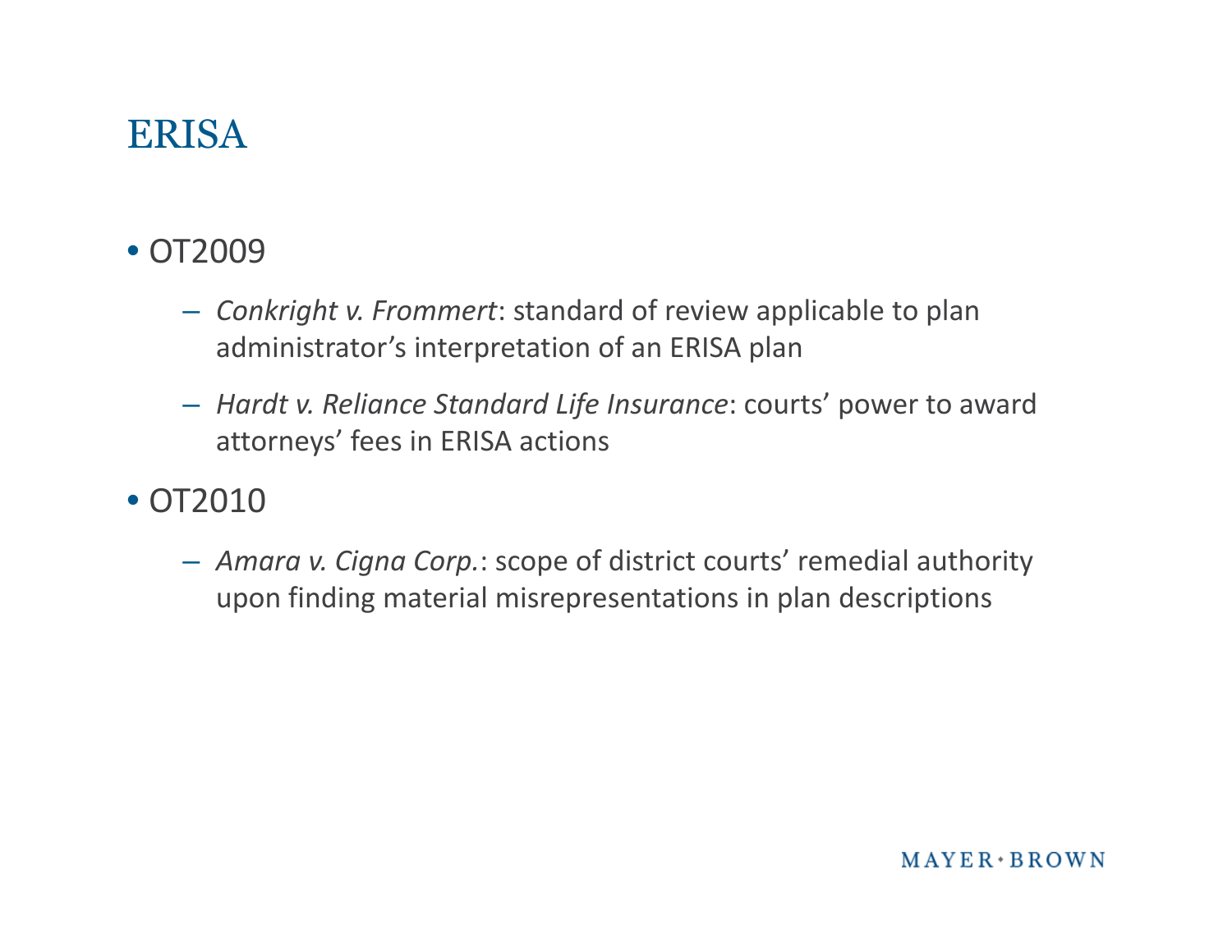# ERISA

- OT2009
  - *Conkright v. Frommert*: standard of review applicable to plan administrator's interpretation of an ERISA plan
  - *Hardt v. Reliance Standard Life Insurance*: courts' power to award attorneys' fees in ERISA actions
- OT2010
  - *Amara v. Cigna Corp.*: scope of district courts' remedial authority upon finding material misrepresentations in plan descriptions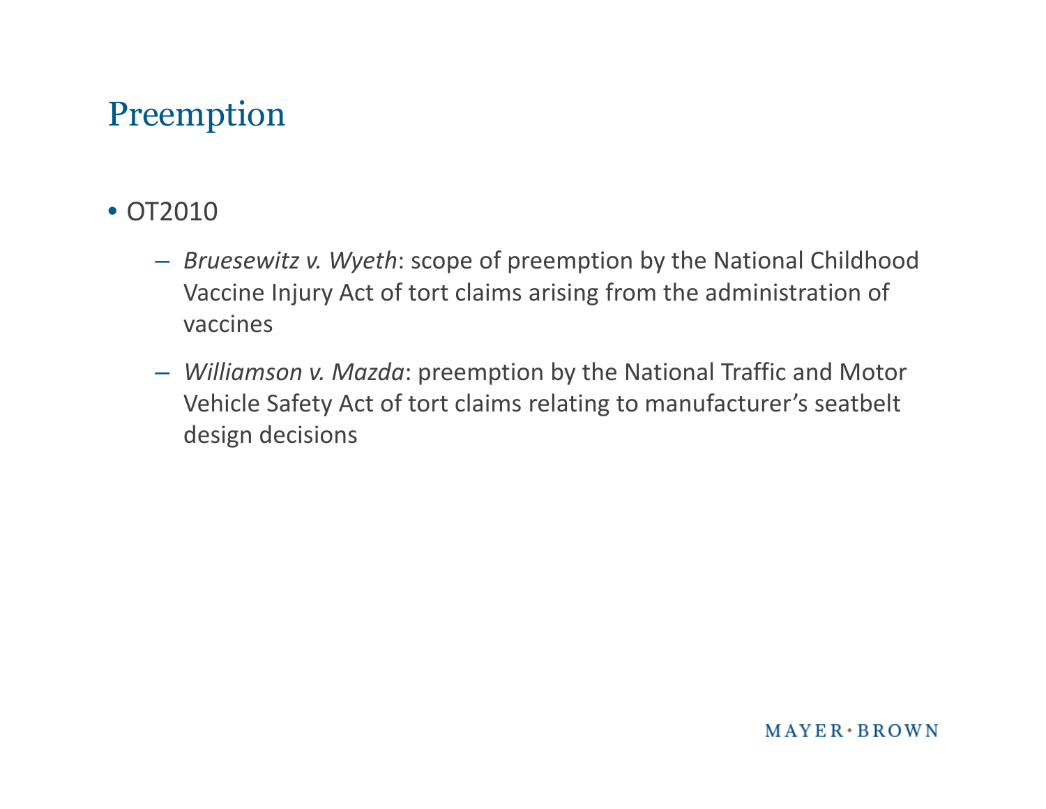# Preemption

- OT2010
  - *Bruesewitz v. Wyeth*: scope of preemption by the National Childhood Vaccine Injury Act of tort claims arising from the administration of vaccines
  - *Williamson v. Mazda*: preemption by the National Traffic and Motor Vehicle Safety Act of tort claims relating to manufacturer's seatbelt design decisions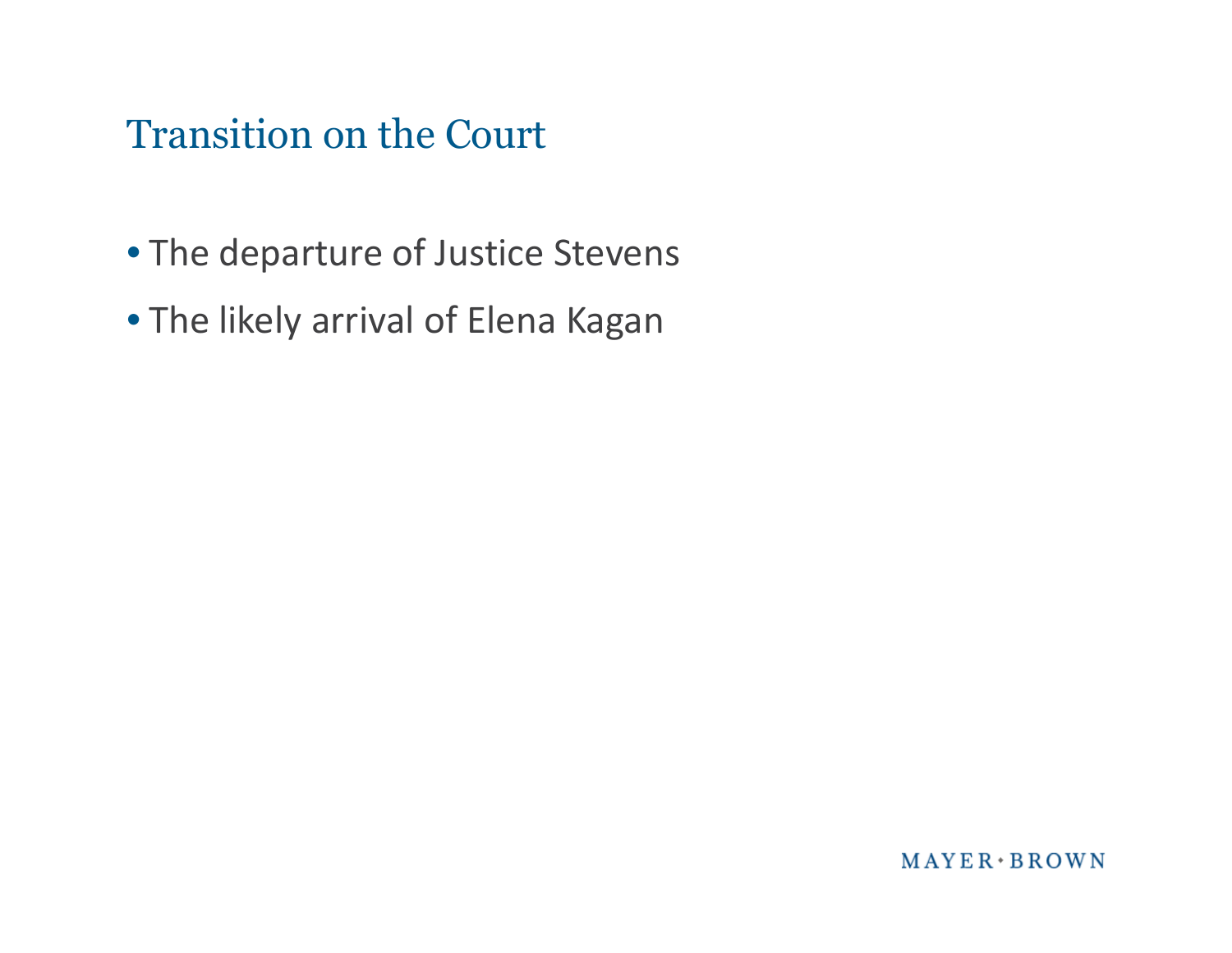# Transition on the Court

- The departure of Justice Stevens
- The likely arrival of Elena Kagan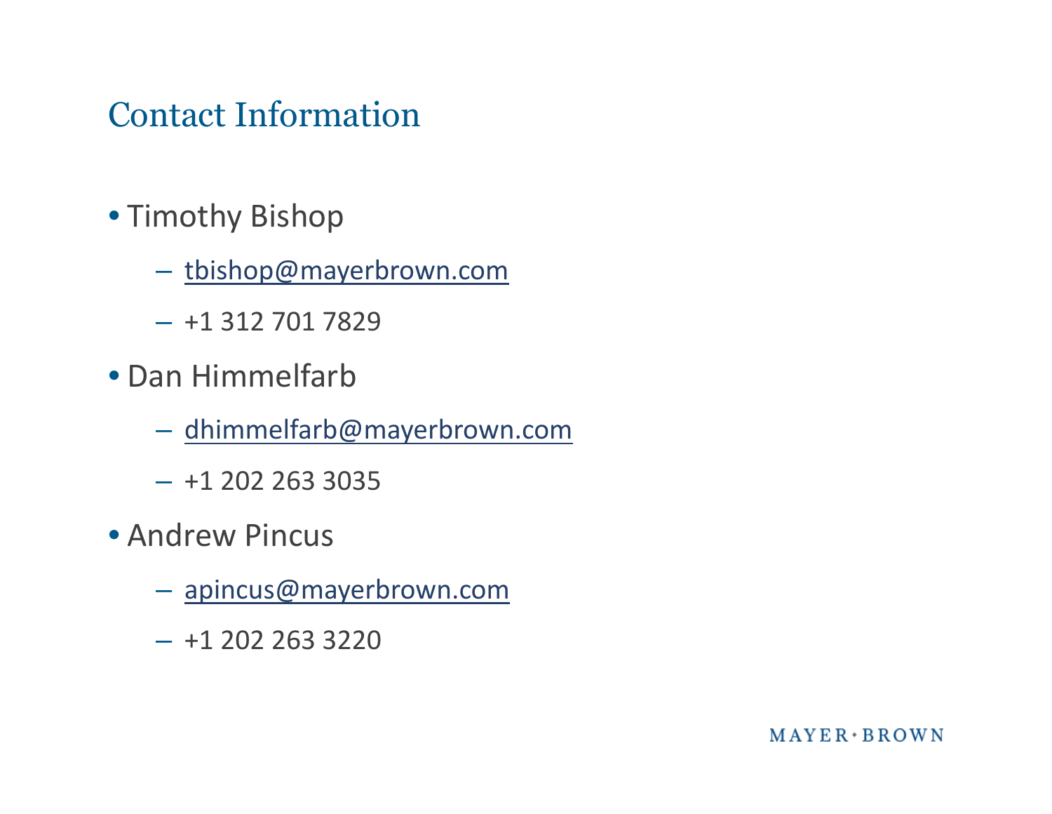# Contact Information

- Timothy Bishop
  - tbishop@mayerbrown.com
  - +1 312 701 7829
- Dan Himmelfarb
  - dhimmelfarb@mayerbrown.com
  - +1 202 263 3035
- Andrew Pincus
  - apincus@mayerbrown.com
  - +1 202 263 3220

MAYER•BROWN